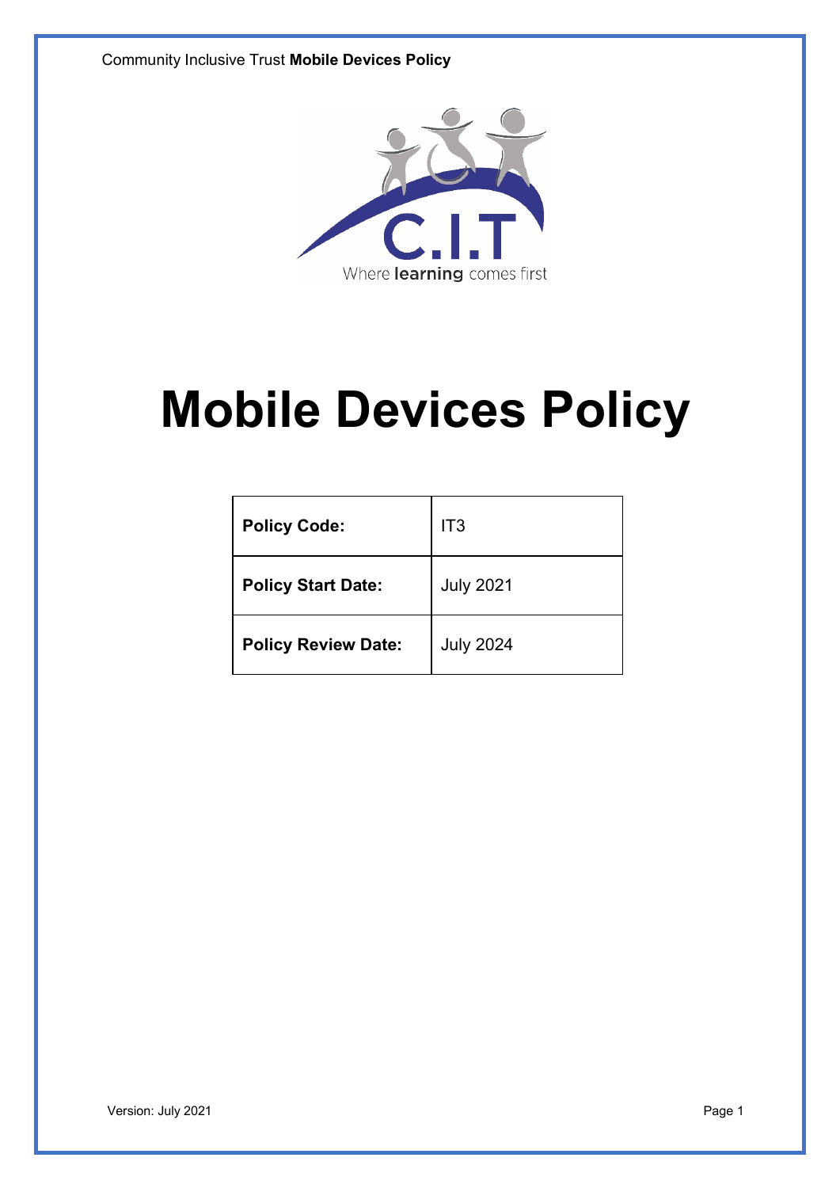# Mobile Devices Policy

| Policy Code: | IT3 |
| --- | --- |
| Policy Start Date: | July 2021 |
| Policy Review Date: | July 2024 |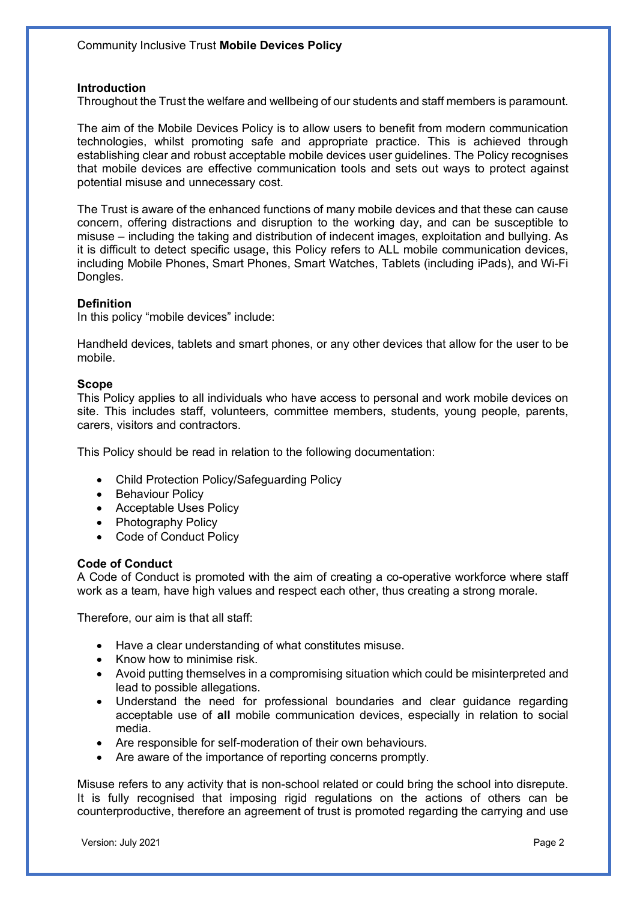## Introduction

Throughout the Trust the welfare and wellbeing of our students and staff members is paramount.

The aim of the Mobile Devices Policy is to allow users to benefit from modern communication technologies, whilst promoting safe and appropriate practice. This is achieved through establishing clear and robust acceptable mobile devices user guidelines. The Policy recognises that mobile devices are effective communication tools and sets out ways to protect against potential misuse and unnecessary cost.

The Trust is aware of the enhanced functions of many mobile devices and that these can cause concern, offering distractions and disruption to the working day, and can be susceptible to misuse – including the taking and distribution of indecent images, exploitation and bullying. As it is difficult to detect specific usage, this Policy refers to ALL mobile communication devices, including Mobile Phones, Smart Phones, Smart Watches, Tablets (including iPads), and Wi-Fi Dongles.

## Definition

In this policy "mobile devices" include:

Handheld devices, tablets and smart phones, or any other devices that allow for the user to be mobile.

## Scope

This Policy applies to all individuals who have access to personal and work mobile devices on site. This includes staff, volunteers, committee members, students, young people, parents, carers, visitors and contractors.

This Policy should be read in relation to the following documentation:

- Child Protection Policy/Safeguarding Policy
- Behaviour Policy
- Acceptable Uses Policy
- Photography Policy
- Code of Conduct Policy

## Code of Conduct

A Code of Conduct is promoted with the aim of creating a co-operative workforce where staff work as a team, have high values and respect each other, thus creating a strong morale.

Therefore, our aim is that all staff:

- Have a clear understanding of what constitutes misuse.
- Know how to minimise risk.
- Avoid putting themselves in a compromising situation which could be misinterpreted and lead to possible allegations.
- Understand the need for professional boundaries and clear guidance regarding acceptable use of **all** mobile communication devices, especially in relation to social media.
- Are responsible for self-moderation of their own behaviours.
- Are aware of the importance of reporting concerns promptly.

Misuse refers to any activity that is non-school related or could bring the school into disrepute. It is fully recognised that imposing rigid regulations on the actions of others can be counterproductive, therefore an agreement of trust is promoted regarding the carrying and use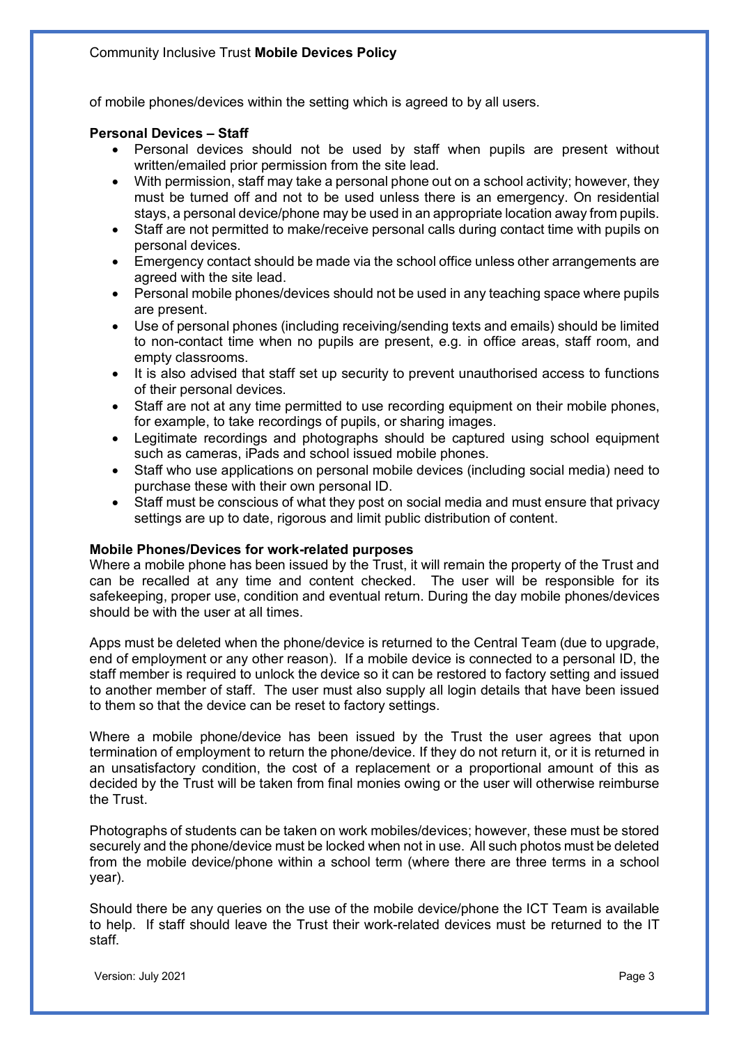of mobile phones/devices within the setting which is agreed to by all users.

**Personal Devices – Staff**

- Personal devices should not be used by staff when pupils are present without written/emailed prior permission from the site lead.
- With permission, staff may take a personal phone out on a school activity; however, they must be turned off and not to be used unless there is an emergency. On residential stays, a personal device/phone may be used in an appropriate location away from pupils.
- Staff are not permitted to make/receive personal calls during contact time with pupils on personal devices.
- Emergency contact should be made via the school office unless other arrangements are agreed with the site lead.
- Personal mobile phones/devices should not be used in any teaching space where pupils are present.
- Use of personal phones (including receiving/sending texts and emails) should be limited to non-contact time when no pupils are present, e.g. in office areas, staff room, and empty classrooms.
- It is also advised that staff set up security to prevent unauthorised access to functions of their personal devices.
- Staff are not at any time permitted to use recording equipment on their mobile phones, for example, to take recordings of pupils, or sharing images.
- Legitimate recordings and photographs should be captured using school equipment such as cameras, iPads and school issued mobile phones.
- Staff who use applications on personal mobile devices (including social media) need to purchase these with their own personal ID.
- Staff must be conscious of what they post on social media and must ensure that privacy settings are up to date, rigorous and limit public distribution of content.

**Mobile Phones/Devices for work-related purposes**

Where a mobile phone has been issued by the Trust, it will remain the property of the Trust and can be recalled at any time and content checked. The user will be responsible for its safekeeping, proper use, condition and eventual return. During the day mobile phones/devices should be with the user at all times.

Apps must be deleted when the phone/device is returned to the Central Team (due to upgrade, end of employment or any other reason). If a mobile device is connected to a personal ID, the staff member is required to unlock the device so it can be restored to factory setting and issued to another member of staff. The user must also supply all login details that have been issued to them so that the device can be reset to factory settings.

Where a mobile phone/device has been issued by the Trust the user agrees that upon termination of employment to return the phone/device. If they do not return it, or it is returned in an unsatisfactory condition, the cost of a replacement or a proportional amount of this as decided by the Trust will be taken from final monies owing or the user will otherwise reimburse the Trust.

Photographs of students can be taken on work mobiles/devices; however, these must be stored securely and the phone/device must be locked when not in use. All such photos must be deleted from the mobile device/phone within a school term (where there are three terms in a school year).

Should there be any queries on the use of the mobile device/phone the ICT Team is available to help. If staff should leave the Trust their work-related devices must be returned to the IT staff.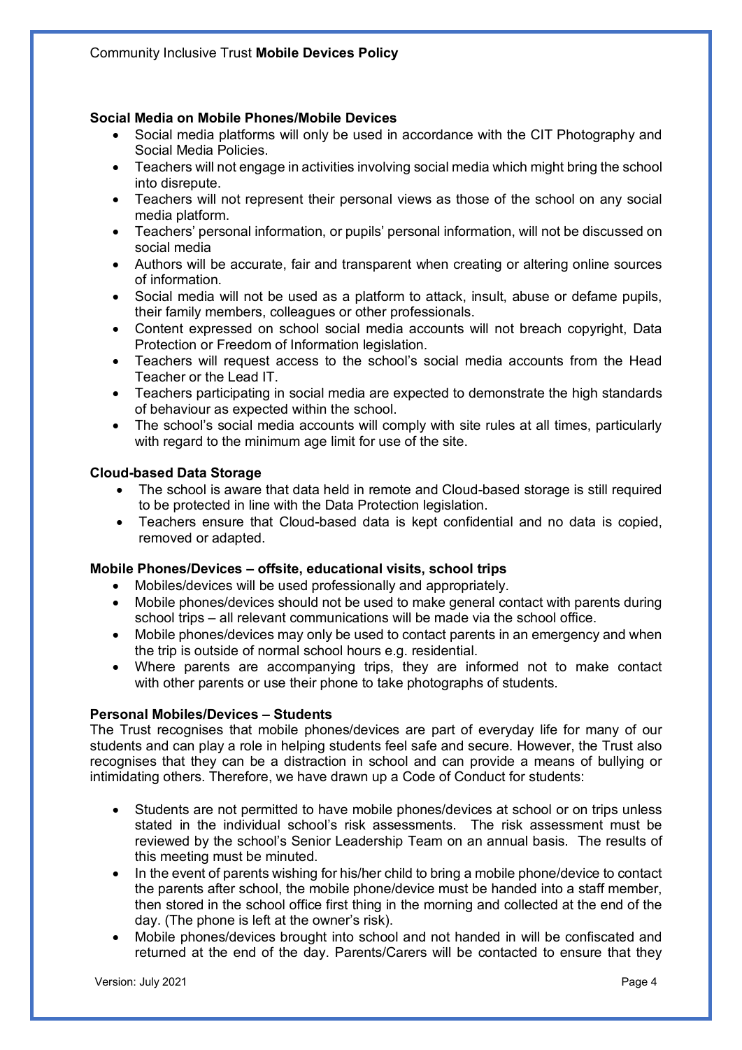**Social Media on Mobile Phones/Mobile Devices**

- Social media platforms will only be used in accordance with the CIT Photography and Social Media Policies.
- Teachers will not engage in activities involving social media which might bring the school into disrepute.
- Teachers will not represent their personal views as those of the school on any social media platform.
- Teachers' personal information, or pupils' personal information, will not be discussed on social media
- Authors will be accurate, fair and transparent when creating or altering online sources of information.
- Social media will not be used as a platform to attack, insult, abuse or defame pupils, their family members, colleagues or other professionals.
- Content expressed on school social media accounts will not breach copyright, Data Protection or Freedom of Information legislation.
- Teachers will request access to the school's social media accounts from the Head Teacher or the Lead IT.
- Teachers participating in social media are expected to demonstrate the high standards of behaviour as expected within the school.
- The school's social media accounts will comply with site rules at all times, particularly with regard to the minimum age limit for use of the site.

**Cloud-based Data Storage**

- The school is aware that data held in remote and Cloud-based storage is still required to be protected in line with the Data Protection legislation.
- Teachers ensure that Cloud-based data is kept confidential and no data is copied, removed or adapted.

**Mobile Phones/Devices – offsite, educational visits, school trips**

- Mobiles/devices will be used professionally and appropriately.
- Mobile phones/devices should not be used to make general contact with parents during school trips – all relevant communications will be made via the school office.
- Mobile phones/devices may only be used to contact parents in an emergency and when the trip is outside of normal school hours e.g. residential.
- Where parents are accompanying trips, they are informed not to make contact with other parents or use their phone to take photographs of students.

**Personal Mobiles/Devices – Students**

The Trust recognises that mobile phones/devices are part of everyday life for many of our students and can play a role in helping students feel safe and secure. However, the Trust also recognises that they can be a distraction in school and can provide a means of bullying or intimidating others. Therefore, we have drawn up a Code of Conduct for students:

- Students are not permitted to have mobile phones/devices at school or on trips unless stated in the individual school's risk assessments. The risk assessment must be reviewed by the school's Senior Leadership Team on an annual basis. The results of this meeting must be minuted.
- In the event of parents wishing for his/her child to bring a mobile phone/device to contact the parents after school, the mobile phone/device must be handed into a staff member, then stored in the school office first thing in the morning and collected at the end of the day. (The phone is left at the owner's risk).
- Mobile phones/devices brought into school and not handed in will be confiscated and returned at the end of the day. Parents/Carers will be contacted to ensure that they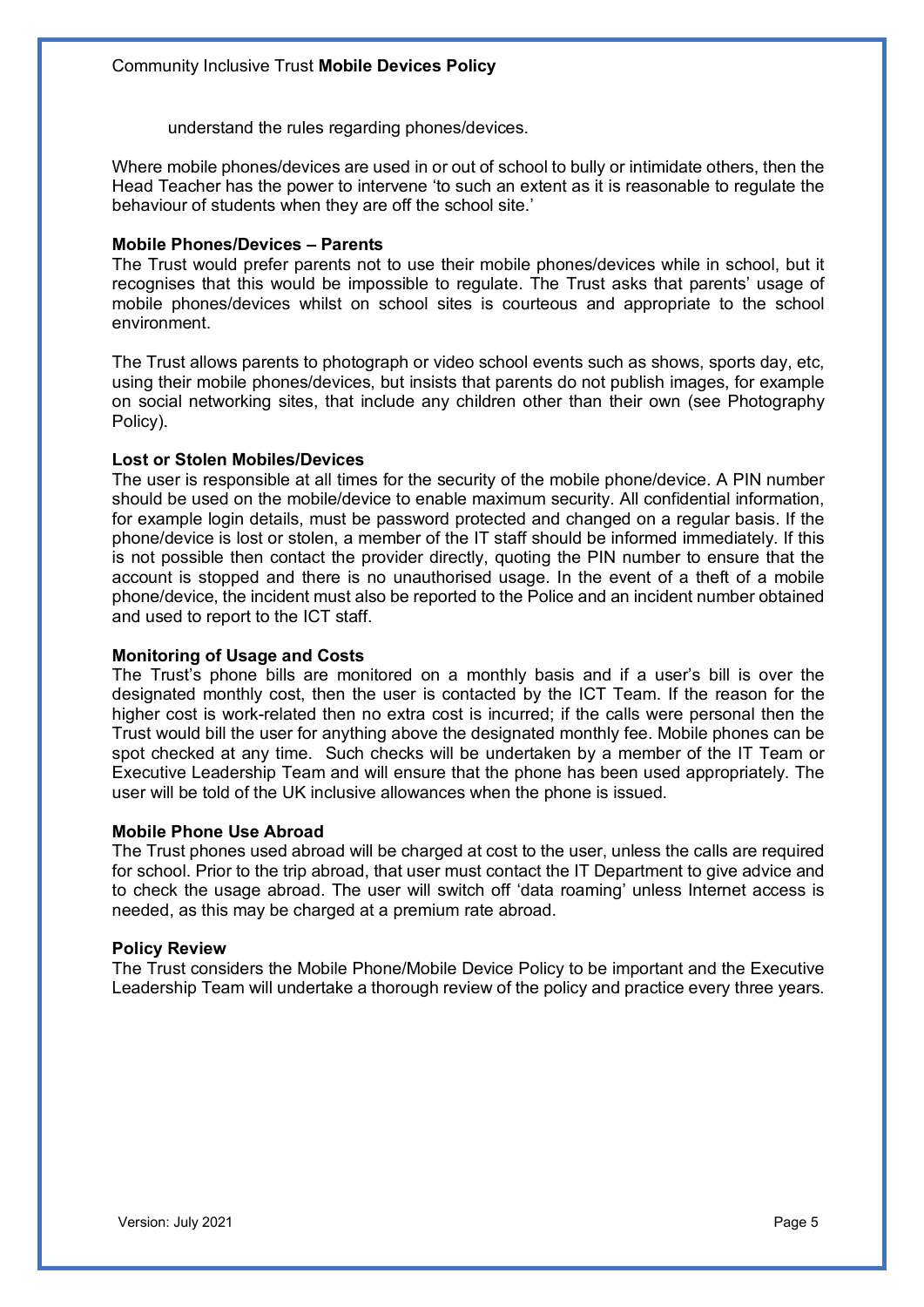understand the rules regarding phones/devices.

Where mobile phones/devices are used in or out of school to bully or intimidate others, then the Head Teacher has the power to intervene 'to such an extent as it is reasonable to regulate the behaviour of students when they are off the school site.'

**Mobile Phones/Devices – Parents**

The Trust would prefer parents not to use their mobile phones/devices while in school, but it recognises that this would be impossible to regulate. The Trust asks that parents' usage of mobile phones/devices whilst on school sites is courteous and appropriate to the school environment.

The Trust allows parents to photograph or video school events such as shows, sports day, etc, using their mobile phones/devices, but insists that parents do not publish images, for example on social networking sites, that include any children other than their own (see Photography Policy).

**Lost or Stolen Mobiles/Devices**

The user is responsible at all times for the security of the mobile phone/device. A PIN number should be used on the mobile/device to enable maximum security. All confidential information, for example login details, must be password protected and changed on a regular basis. If the phone/device is lost or stolen, a member of the IT staff should be informed immediately. If this is not possible then contact the provider directly, quoting the PIN number to ensure that the account is stopped and there is no unauthorised usage. In the event of a theft of a mobile phone/device, the incident must also be reported to the Police and an incident number obtained and used to report to the ICT staff.

**Monitoring of Usage and Costs**

The Trust's phone bills are monitored on a monthly basis and if a user's bill is over the designated monthly cost, then the user is contacted by the ICT Team. If the reason for the higher cost is work-related then no extra cost is incurred; if the calls were personal then the Trust would bill the user for anything above the designated monthly fee. Mobile phones can be spot checked at any time. Such checks will be undertaken by a member of the IT Team or Executive Leadership Team and will ensure that the phone has been used appropriately. The user will be told of the UK inclusive allowances when the phone is issued.

**Mobile Phone Use Abroad**

The Trust phones used abroad will be charged at cost to the user, unless the calls are required for school. Prior to the trip abroad, that user must contact the IT Department to give advice and to check the usage abroad. The user will switch off 'data roaming' unless Internet access is needed, as this may be charged at a premium rate abroad.

**Policy Review**

The Trust considers the Mobile Phone/Mobile Device Policy to be important and the Executive Leadership Team will undertake a thorough review of the policy and practice every three years.